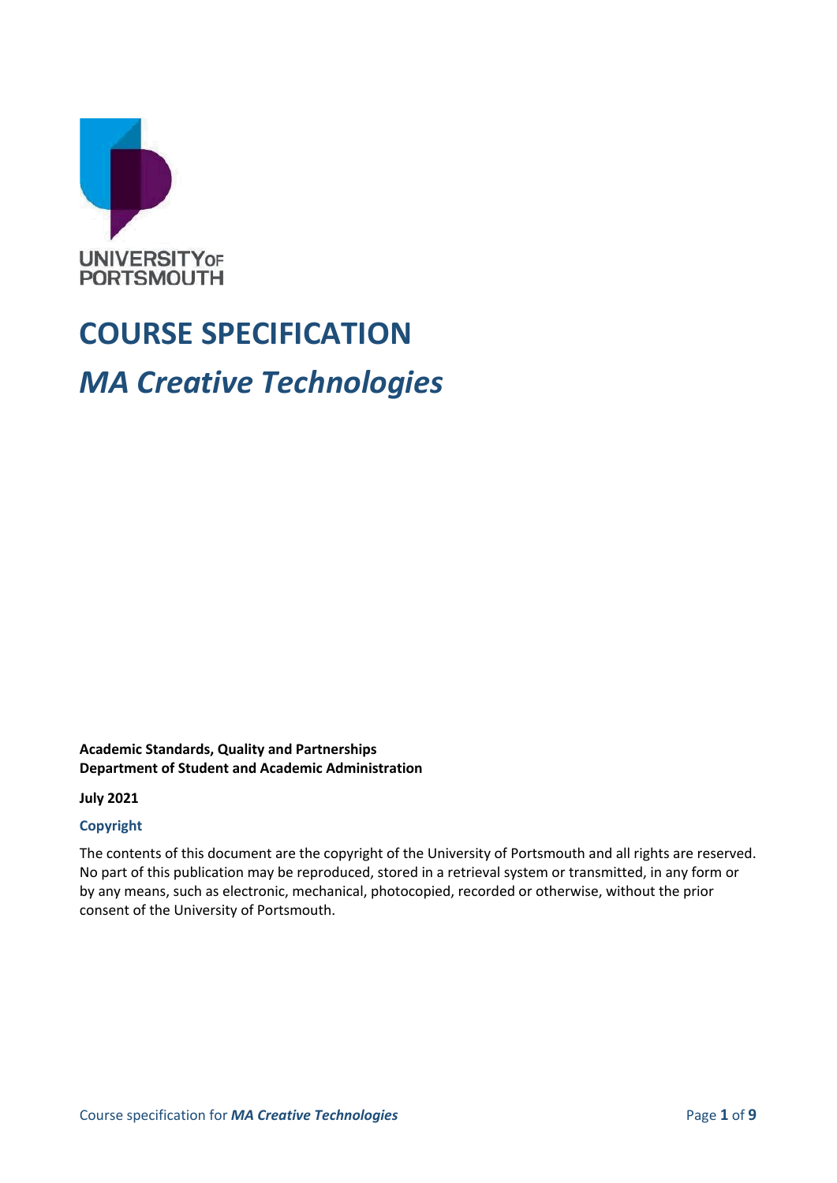UNIVERSITY OF PORTSMOUTH

# COURSE SPECIFICATION

## *MA Creative Technologies*

**Academic Standards, Quality and Partnerships**
**Department of Student and Academic Administration**

**July 2021**

### Copyright

The contents of this document are the copyright of the University of Portsmouth and all rights are reserved. No part of this publication may be reproduced, stored in a retrieval system or transmitted, in any form or by any means, such as electronic, mechanical, photocopied, recorded or otherwise, without the prior consent of the University of Portsmouth.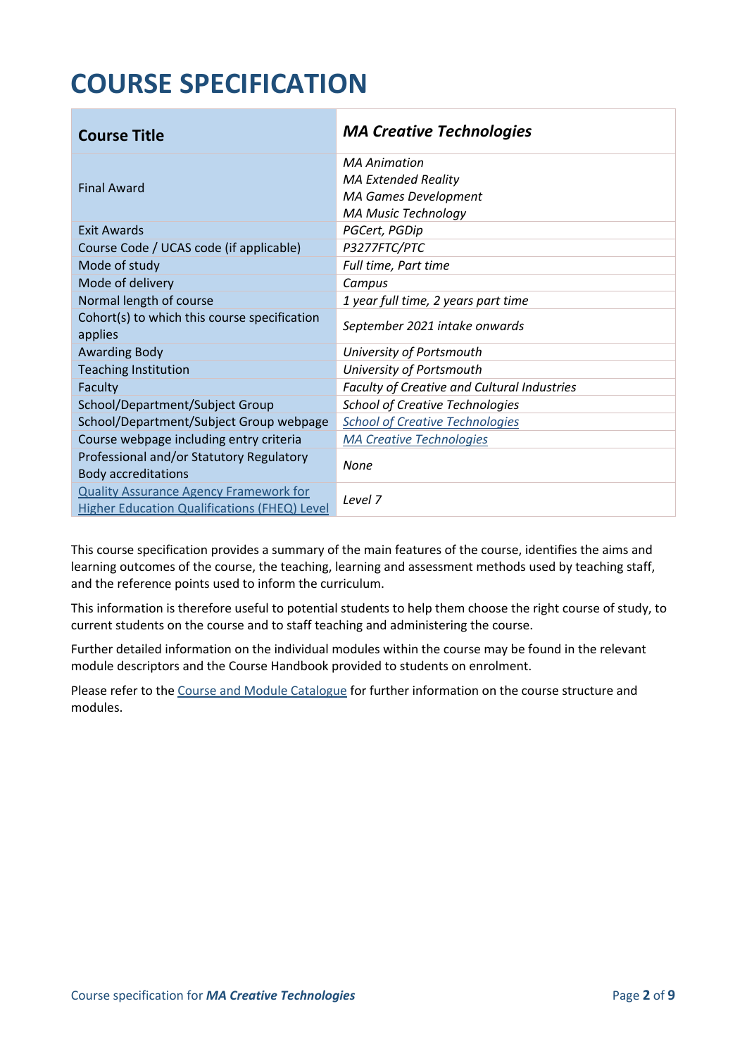# COURSE SPECIFICATION

| Course Title | *MA Creative Technologies* |
| --- | --- |
| Final Award | *MA Animation*<br>*MA Extended Reality*<br>*MA Games Development*<br>*MA Music Technology* |
| Exit Awards | *PGCert, PGDip* |
| Course Code / UCAS code (if applicable) | *P3277FTC/PTC* |
| Mode of study | *Full time, Part time* |
| Mode of delivery | *Campus* |
| Normal length of course | *1 year full time, 2 years part time* |
| Cohort(s) to which this course specification applies | *September 2021 intake onwards* |
| Awarding Body | *University of Portsmouth* |
| Teaching Institution | *University of Portsmouth* |
| Faculty | *Faculty of Creative and Cultural Industries* |
| School/Department/Subject Group | *School of Creative Technologies* |
| School/Department/Subject Group webpage | *School of Creative Technologies* |
| Course webpage including entry criteria | *MA Creative Technologies* |
| Professional and/or Statutory Regulatory Body accreditations | *None* |
| Quality Assurance Agency Framework for Higher Education Qualifications (FHEQ) Level | *Level 7* |

This course specification provides a summary of the main features of the course, identifies the aims and learning outcomes of the course, the teaching, learning and assessment methods used by teaching staff, and the reference points used to inform the curriculum.

This information is therefore useful to potential students to help them choose the right course of study, to current students on the course and to staff teaching and administering the course.

Further detailed information on the individual modules within the course may be found in the relevant module descriptors and the Course Handbook provided to students on enrolment.

Please refer to the Course and Module Catalogue for further information on the course structure and modules.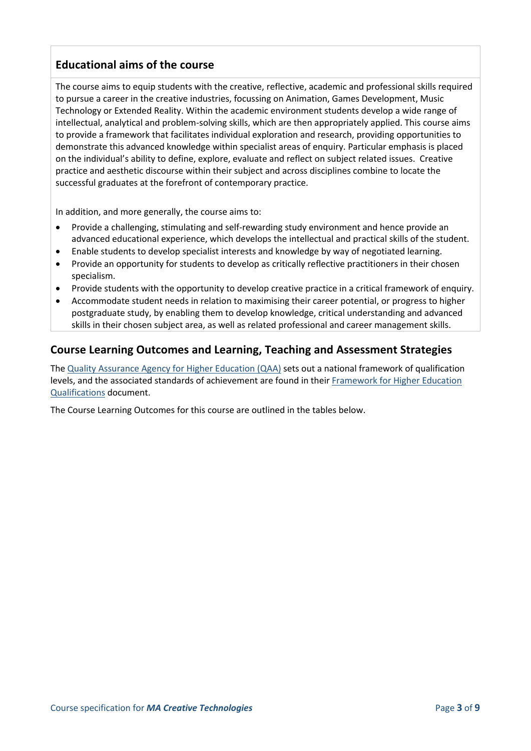## Educational aims of the course

The course aims to equip students with the creative, reflective, academic and professional skills required to pursue a career in the creative industries, focussing on Animation, Games Development, Music Technology or Extended Reality. Within the academic environment students develop a wide range of intellectual, analytical and problem-solving skills, which are then appropriately applied. This course aims to provide a framework that facilitates individual exploration and research, providing opportunities to demonstrate this advanced knowledge within specialist areas of enquiry. Particular emphasis is placed on the individual's ability to define, explore, evaluate and reflect on subject related issues. Creative practice and aesthetic discourse within their subject and across disciplines combine to locate the successful graduates at the forefront of contemporary practice.

In addition, and more generally, the course aims to:

- Provide a challenging, stimulating and self-rewarding study environment and hence provide an advanced educational experience, which develops the intellectual and practical skills of the student.
- Enable students to develop specialist interests and knowledge by way of negotiated learning.
- Provide an opportunity for students to develop as critically reflective practitioners in their chosen specialism.
- Provide students with the opportunity to develop creative practice in a critical framework of enquiry.
- Accommodate student needs in relation to maximising their career potential, or progress to higher postgraduate study, by enabling them to develop knowledge, critical understanding and advanced skills in their chosen subject area, as well as related professional and career management skills.

## Course Learning Outcomes and Learning, Teaching and Assessment Strategies

The Quality Assurance Agency for Higher Education (QAA) sets out a national framework of qualification levels, and the associated standards of achievement are found in their Framework for Higher Education Qualifications document.

The Course Learning Outcomes for this course are outlined in the tables below.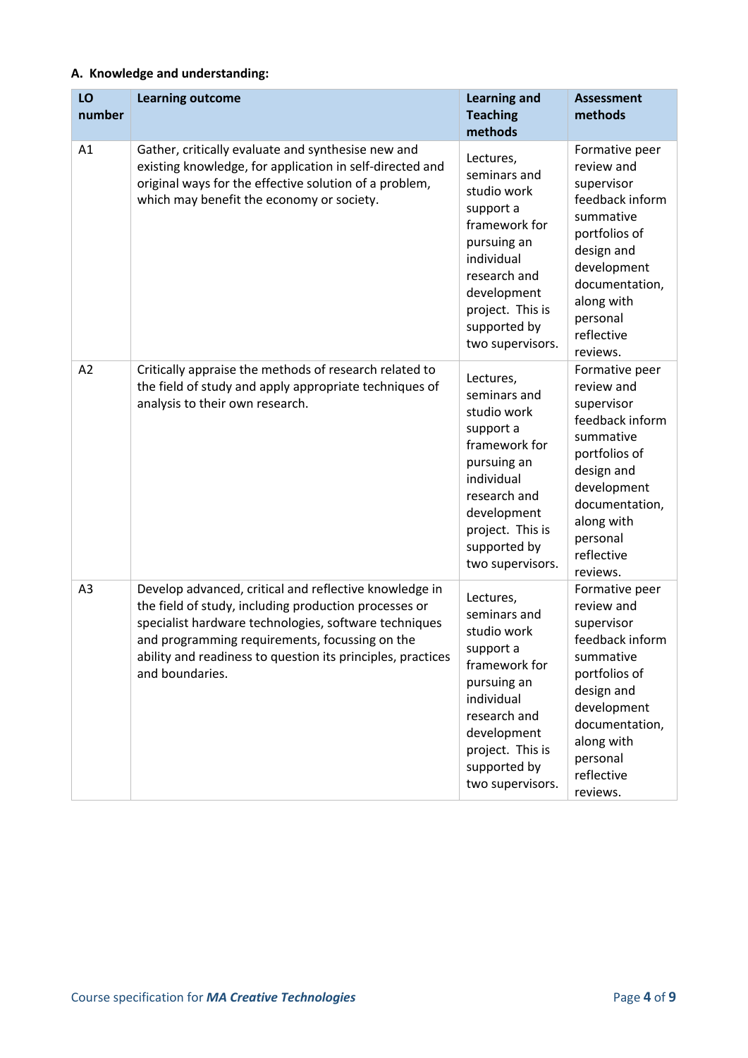### A. Knowledge and understanding:

| LO number | Learning outcome | Learning and Teaching methods | Assessment methods |
|---|---|---|---|
| A1 | Gather, critically evaluate and synthesise new and existing knowledge, for application in self-directed and original ways for the effective solution of a problem, which may benefit the economy or society. | Lectures, seminars and studio work support a framework for pursuing an individual research and development project. This is supported by two supervisors. | Formative peer review and supervisor feedback inform summative portfolios of design and development documentation, along with personal reflective reviews. |
| A2 | Critically appraise the methods of research related to the field of study and apply appropriate techniques of analysis to their own research. | Lectures, seminars and studio work support a framework for pursuing an individual research and development project. This is supported by two supervisors. | Formative peer review and supervisor feedback inform summative portfolios of design and development documentation, along with personal reflective reviews. |
| A3 | Develop advanced, critical and reflective knowledge in the field of study, including production processes or specialist hardware technologies, software techniques and programming requirements, focussing on the ability and readiness to question its principles, practices and boundaries. | Lectures, seminars and studio work support a framework for pursuing an individual research and development project. This is supported by two supervisors. | Formative peer review and supervisor feedback inform summative portfolios of design and development documentation, along with personal reflective reviews. |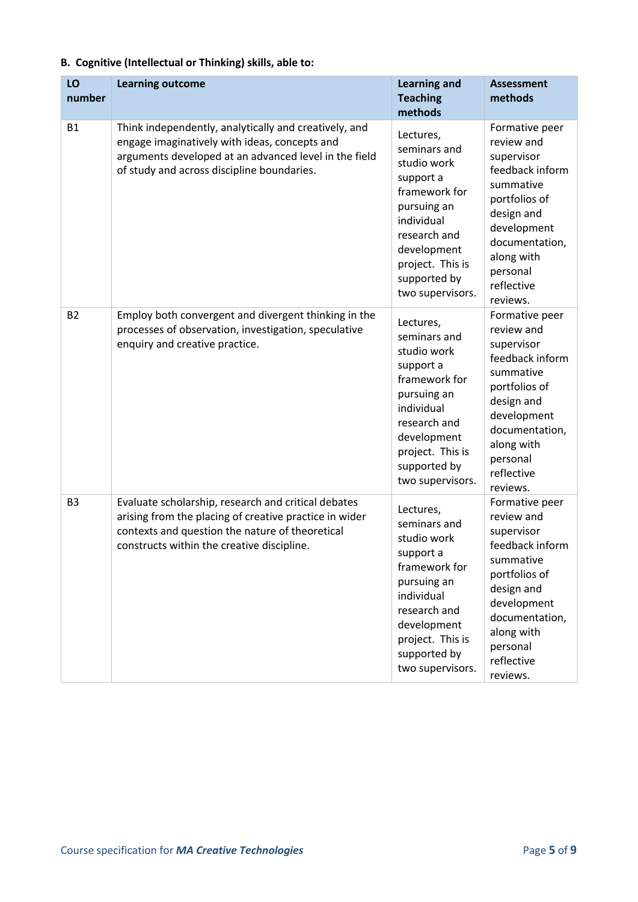**B. Cognitive (Intellectual or Thinking) skills, able to:**

| LO number | Learning outcome | Learning and Teaching methods | Assessment methods |
|---|---|---|---|
| B1 | Think independently, analytically and creatively, and engage imaginatively with ideas, concepts and arguments developed at an advanced level in the field of study and across discipline boundaries. | Lectures, seminars and studio work support a framework for pursuing an individual research and development project. This is supported by two supervisors. | Formative peer review and supervisor feedback inform summative portfolios of design and development documentation, along with personal reflective reviews. |
| B2 | Employ both convergent and divergent thinking in the processes of observation, investigation, speculative enquiry and creative practice. | Lectures, seminars and studio work support a framework for pursuing an individual research and development project. This is supported by two supervisors. | Formative peer review and supervisor feedback inform summative portfolios of design and development documentation, along with personal reflective reviews. |
| B3 | Evaluate scholarship, research and critical debates arising from the placing of creative practice in wider contexts and question the nature of theoretical constructs within the creative discipline. | Lectures, seminars and studio work support a framework for pursuing an individual research and development project. This is supported by two supervisors. | Formative peer review and supervisor feedback inform summative portfolios of design and development documentation, along with personal reflective reviews. |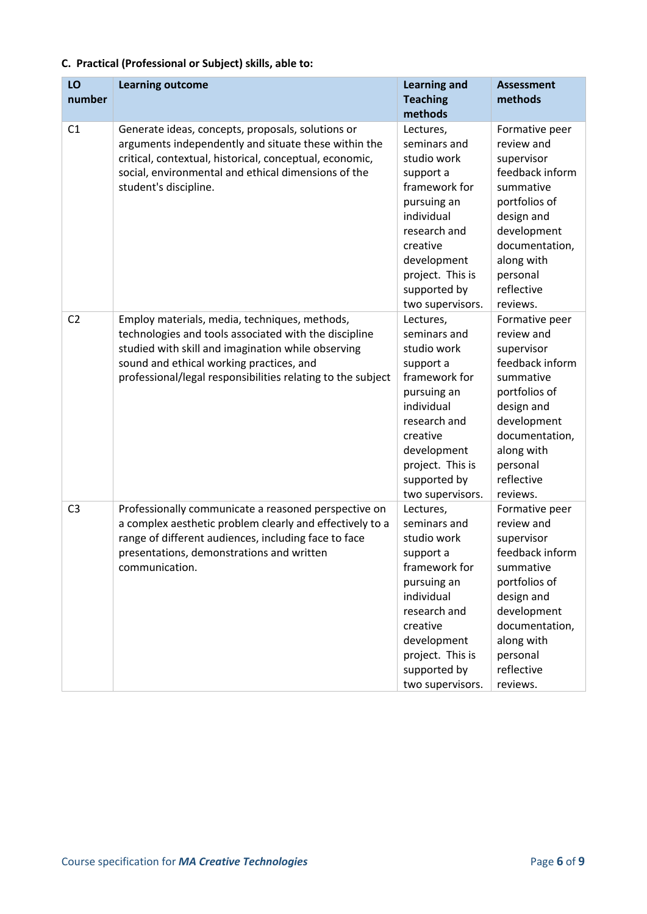**C. Practical (Professional or Subject) skills, able to:**

| LO number | Learning outcome | Learning and Teaching methods | Assessment methods |
|---|---|---|---|
| C1 | Generate ideas, concepts, proposals, solutions or arguments independently and situate these within the critical, contextual, historical, conceptual, economic, social, environmental and ethical dimensions of the student's discipline. | Lectures, seminars and studio work support a framework for pursuing an individual research and creative development project. This is supported by two supervisors. | Formative peer review and supervisor feedback inform summative portfolios of design and development documentation, along with personal reflective reviews. |
| C2 | Employ materials, media, techniques, methods, technologies and tools associated with the discipline studied with skill and imagination while observing sound and ethical working practices, and professional/legal responsibilities relating to the subject | Lectures, seminars and studio work support a framework for pursuing an individual research and creative development project. This is supported by two supervisors. | Formative peer review and supervisor feedback inform summative portfolios of design and development documentation, along with personal reflective reviews. |
| C3 | Professionally communicate a reasoned perspective on a complex aesthetic problem clearly and effectively to a range of different audiences, including face to face presentations, demonstrations and written communication. | Lectures, seminars and studio work support a framework for pursuing an individual research and creative development project. This is supported by two supervisors. | Formative peer review and supervisor feedback inform summative portfolios of design and development documentation, along with personal reflective reviews. |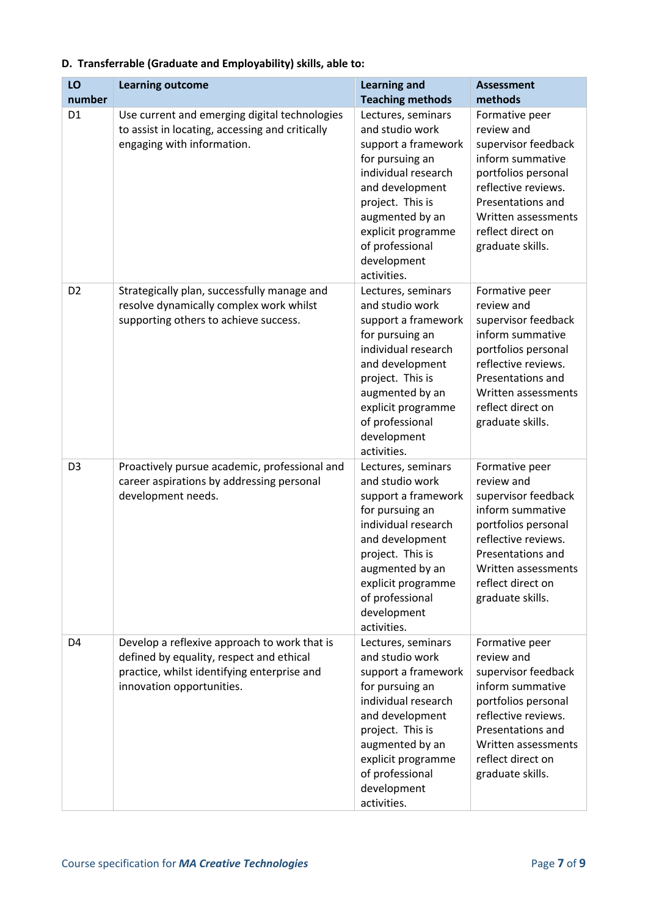**D. Transferrable (Graduate and Employability) skills, able to:**

| LO number | Learning outcome | Learning and Teaching methods | Assessment methods |
|---|---|---|---|
| D1 | Use current and emerging digital technologies to assist in locating, accessing and critically engaging with information. | Lectures, seminars and studio work support a framework for pursuing an individual research and development project. This is augmented by an explicit programme of professional development activities. | Formative peer review and supervisor feedback inform summative portfolios personal reflective reviews. Presentations and Written assessments reflect direct on graduate skills. |
| D2 | Strategically plan, successfully manage and resolve dynamically complex work whilst supporting others to achieve success. | Lectures, seminars and studio work support a framework for pursuing an individual research and development project. This is augmented by an explicit programme of professional development activities. | Formative peer review and supervisor feedback inform summative portfolios personal reflective reviews. Presentations and Written assessments reflect direct on graduate skills. |
| D3 | Proactively pursue academic, professional and career aspirations by addressing personal development needs. | Lectures, seminars and studio work support a framework for pursuing an individual research and development project. This is augmented by an explicit programme of professional development activities. | Formative peer review and supervisor feedback inform summative portfolios personal reflective reviews. Presentations and Written assessments reflect direct on graduate skills. |
| D4 | Develop a reflexive approach to work that is defined by equality, respect and ethical practice, whilst identifying enterprise and innovation opportunities. | Lectures, seminars and studio work support a framework for pursuing an individual research and development project. This is augmented by an explicit programme of professional development activities. | Formative peer review and supervisor feedback inform summative portfolios personal reflective reviews. Presentations and Written assessments reflect direct on graduate skills. |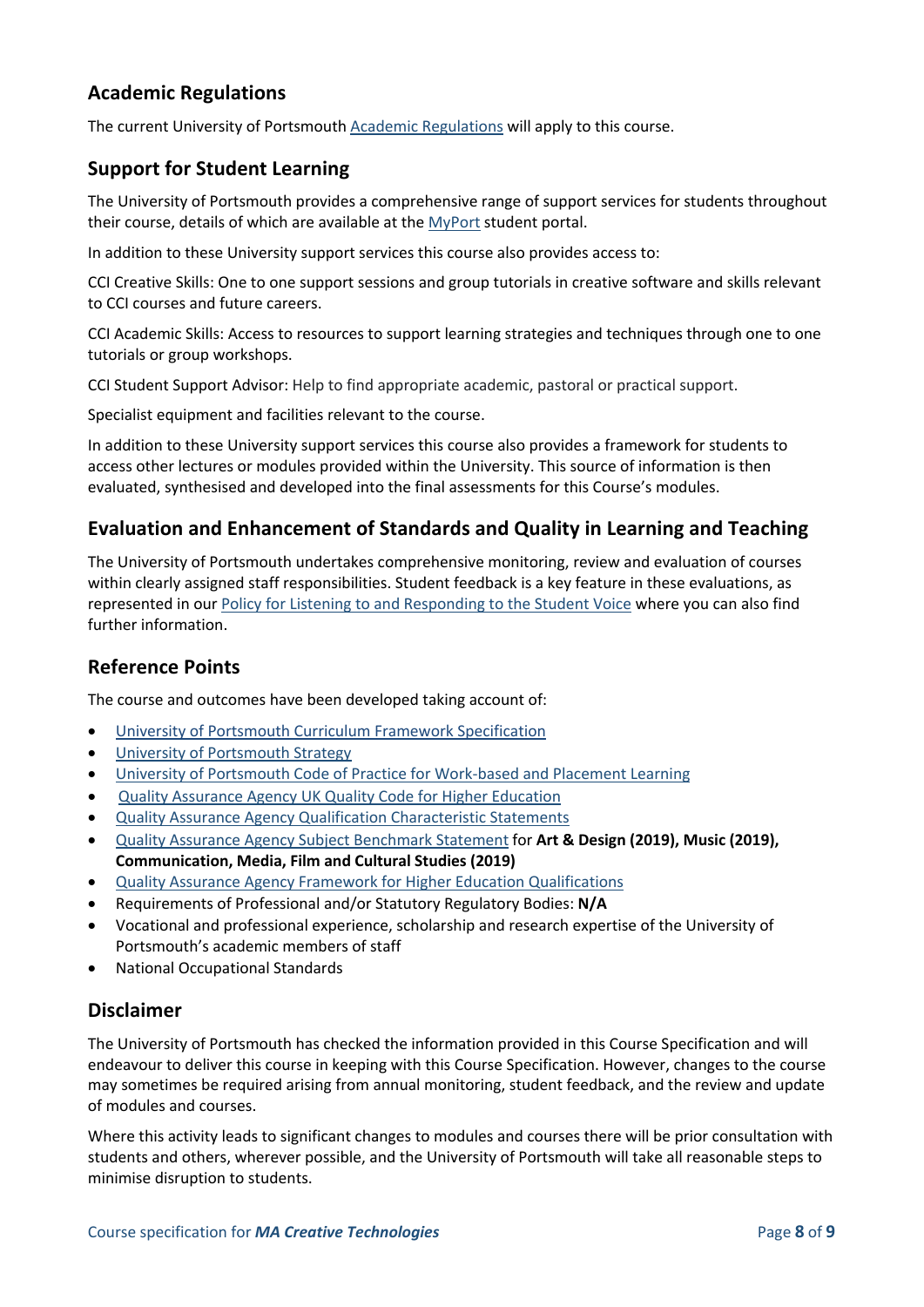## Academic Regulations

The current University of Portsmouth Academic Regulations will apply to this course.

## Support for Student Learning

The University of Portsmouth provides a comprehensive range of support services for students throughout their course, details of which are available at the MyPort student portal.

In addition to these University support services this course also provides access to:

CCI Creative Skills: One to one support sessions and group tutorials in creative software and skills relevant to CCI courses and future careers.

CCI Academic Skills: Access to resources to support learning strategies and techniques through one to one tutorials or group workshops.

CCI Student Support Advisor: Help to find appropriate academic, pastoral or practical support.

Specialist equipment and facilities relevant to the course.

In addition to these University support services this course also provides a framework for students to access other lectures or modules provided within the University. This source of information is then evaluated, synthesised and developed into the final assessments for this Course's modules.

## Evaluation and Enhancement of Standards and Quality in Learning and Teaching

The University of Portsmouth undertakes comprehensive monitoring, review and evaluation of courses within clearly assigned staff responsibilities. Student feedback is a key feature in these evaluations, as represented in our Policy for Listening to and Responding to the Student Voice where you can also find further information.

## Reference Points

The course and outcomes have been developed taking account of:

- University of Portsmouth Curriculum Framework Specification
- University of Portsmouth Strategy
- University of Portsmouth Code of Practice for Work-based and Placement Learning
- Quality Assurance Agency UK Quality Code for Higher Education
- Quality Assurance Agency Qualification Characteristic Statements
- Quality Assurance Agency Subject Benchmark Statement for **Art & Design (2019), Music (2019), Communication, Media, Film and Cultural Studies (2019)**
- Quality Assurance Agency Framework for Higher Education Qualifications
- Requirements of Professional and/or Statutory Regulatory Bodies: **N/A**
- Vocational and professional experience, scholarship and research expertise of the University of Portsmouth's academic members of staff
- National Occupational Standards

## Disclaimer

The University of Portsmouth has checked the information provided in this Course Specification and will endeavour to deliver this course in keeping with this Course Specification. However, changes to the course may sometimes be required arising from annual monitoring, student feedback, and the review and update of modules and courses.

Where this activity leads to significant changes to modules and courses there will be prior consultation with students and others, wherever possible, and the University of Portsmouth will take all reasonable steps to minimise disruption to students.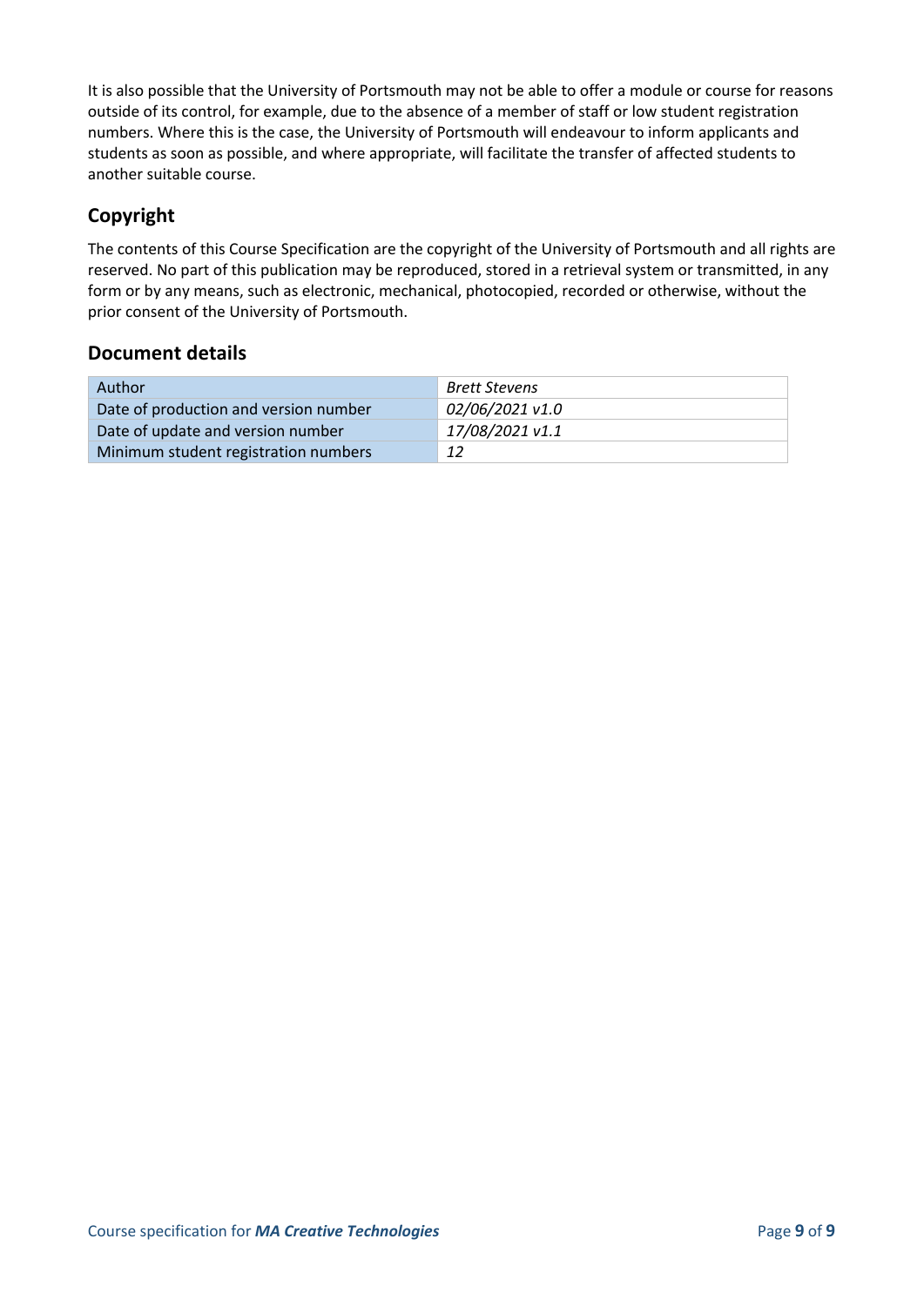It is also possible that the University of Portsmouth may not be able to offer a module or course for reasons outside of its control, for example, due to the absence of a member of staff or low student registration numbers. Where this is the case, the University of Portsmouth will endeavour to inform applicants and students as soon as possible, and where appropriate, will facilitate the transfer of affected students to another suitable course.

## Copyright

The contents of this Course Specification are the copyright of the University of Portsmouth and all rights are reserved. No part of this publication may be reproduced, stored in a retrieval system or transmitted, in any form or by any means, such as electronic, mechanical, photocopied, recorded or otherwise, without the prior consent of the University of Portsmouth.

## Document details

| | |
|---|---|
| Author | *Brett Stevens* |
| Date of production and version number | *02/06/2021 v1.0* |
| Date of update and version number | *17/08/2021 v1.1* |
| Minimum student registration numbers | *12* |